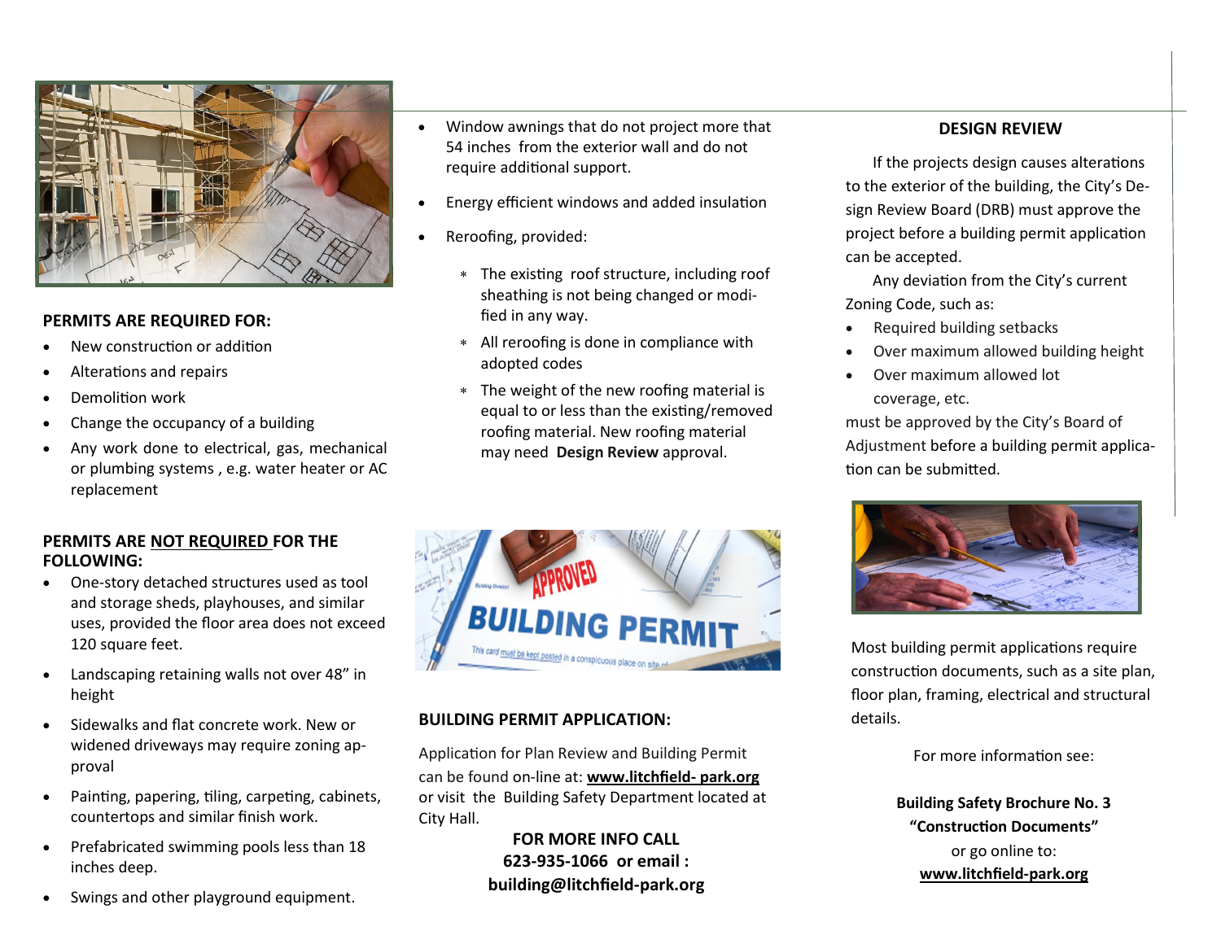## PERMITS ARE REQUIRED FOR:

- New construction or addition
- Alterations and repairs
- Demolition work
- Change the occupancy of a building
- Any work done to electrical, gas, mechanical or plumbing systems , e.g. water heater or AC replacement

## PERMITS ARE NOT REQUIRED FOR THE FOLLOWING:

- One-story detached structures used as tool and storage sheds, playhouses, and similar uses, provided the floor area does not exceed 120 square feet.
- Landscaping retaining walls not over 48" in height
- Sidewalks and flat concrete work. New or widened driveways may require zoning approval
- Painting, papering, tiling, carpeting, cabinets, countertops and similar finish work.
- Prefabricated swimming pools less than 18 inches deep.
- Swings and other playground equipment.
- Window awnings that do not project more that 54 inches from the exterior wall and do not require additional support.
- Energy efficient windows and added insulation
- Reroofing, provided:
  - The existing roof structure, including roof sheathing is not being changed or modified in any way.
  - All reroofing is done in compliance with adopted codes
  - The weight of the new roofing material is equal to or less than the existing/removed roofing material. New roofing material may need **Design Review** approval.

## BUILDING PERMIT APPLICATION:

Application for Plan Review and Building Permit can be found on-line at: **www.litchfield- park.org** or visit the Building Safety Department located at City Hall.

**FOR MORE INFO CALL**
**623-935-1066 or email :**
**building@litchfield-park.org**

## DESIGN REVIEW

If the projects design causes alterations to the exterior of the building, the City's Design Review Board (DRB) must approve the project before a building permit application can be accepted.

Any deviation from the City's current Zoning Code, such as:

- Required building setbacks
- Over maximum allowed building height
- Over maximum allowed lot coverage, etc.

must be approved by the City's Board of Adjustment before a building permit application can be submitted.

Most building permit applications require construction documents, such as a site plan, floor plan, framing, electrical and structural details.

For more information see:

**Building Safety Brochure No. 3**
**"Construction Documents"**
or go online to:
**www.litchfield-park.org**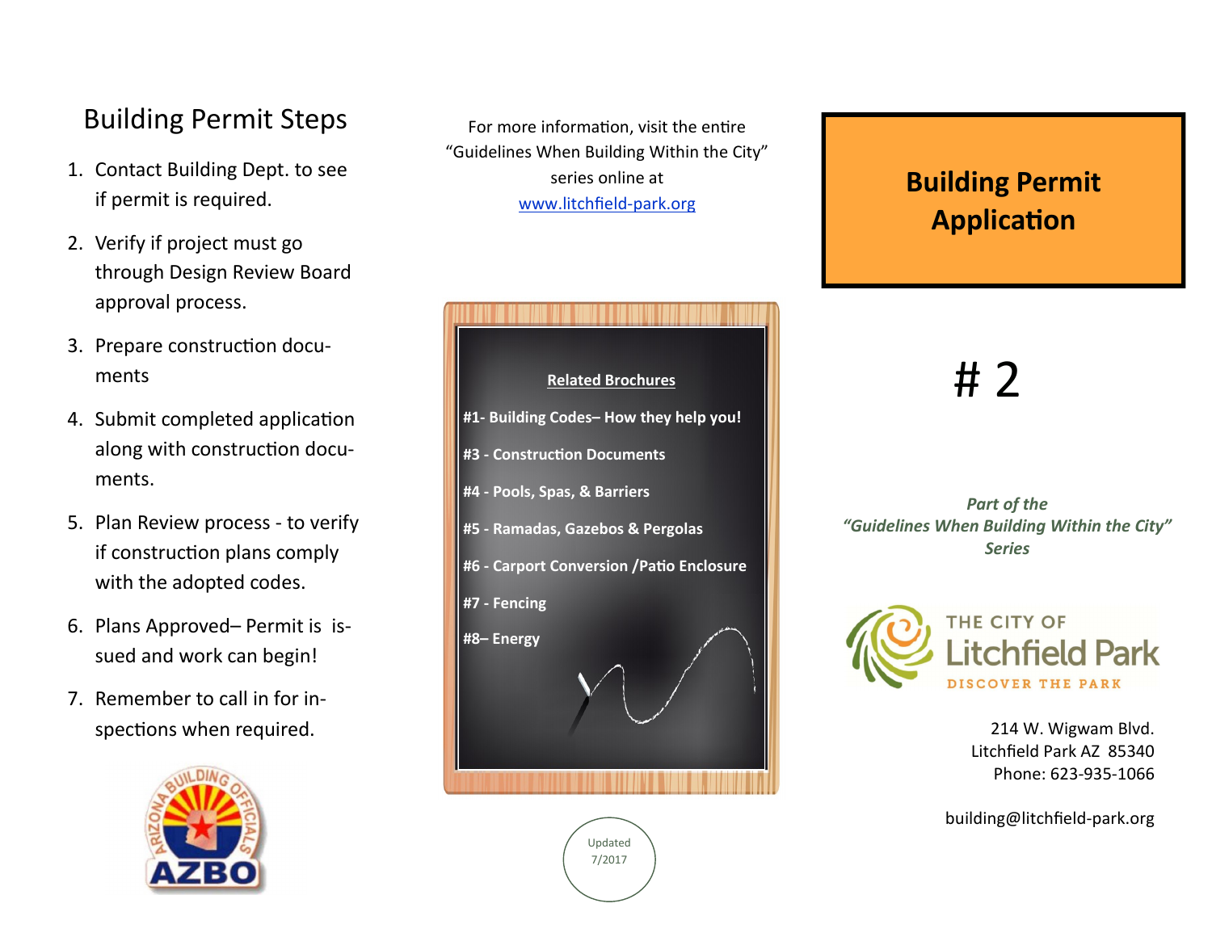## Building Permit Steps

1. Contact Building Dept. to see if permit is required.
2. Verify if project must go through Design Review Board approval process.
3. Prepare construction documents
4. Submit completed application along with construction documents.
5. Plan Review process - to verify if construction plans comply with the adopted codes.
6. Plans Approved– Permit is issued and work can begin!
7. Remember to call in for inspections when required.

For more information, visit the entire "Guidelines When Building Within the City" series online at [www.litchfield-park.org](http://www.litchfield-park.org)

**Related Brochures**

**#1- Building Codes– How they help you!**

**#3 - Construction Documents**

**#4 - Pools, Spas, & Barriers**

**#5 - Ramadas, Gazebos & Pergolas**

**#6 - Carport Conversion /Patio Enclosure**

**#7 - Fencing**

**#8– Energy**

Updated 7/2017

# Building Permit Application

# # 2

***Part of the "Guidelines When Building Within the City" Series***

THE CITY OF Litchfield Park DISCOVER THE PARK

214 W. Wigwam Blvd.
Litchfield Park AZ 85340
Phone: 623-935-1066

building@litchfield-park.org